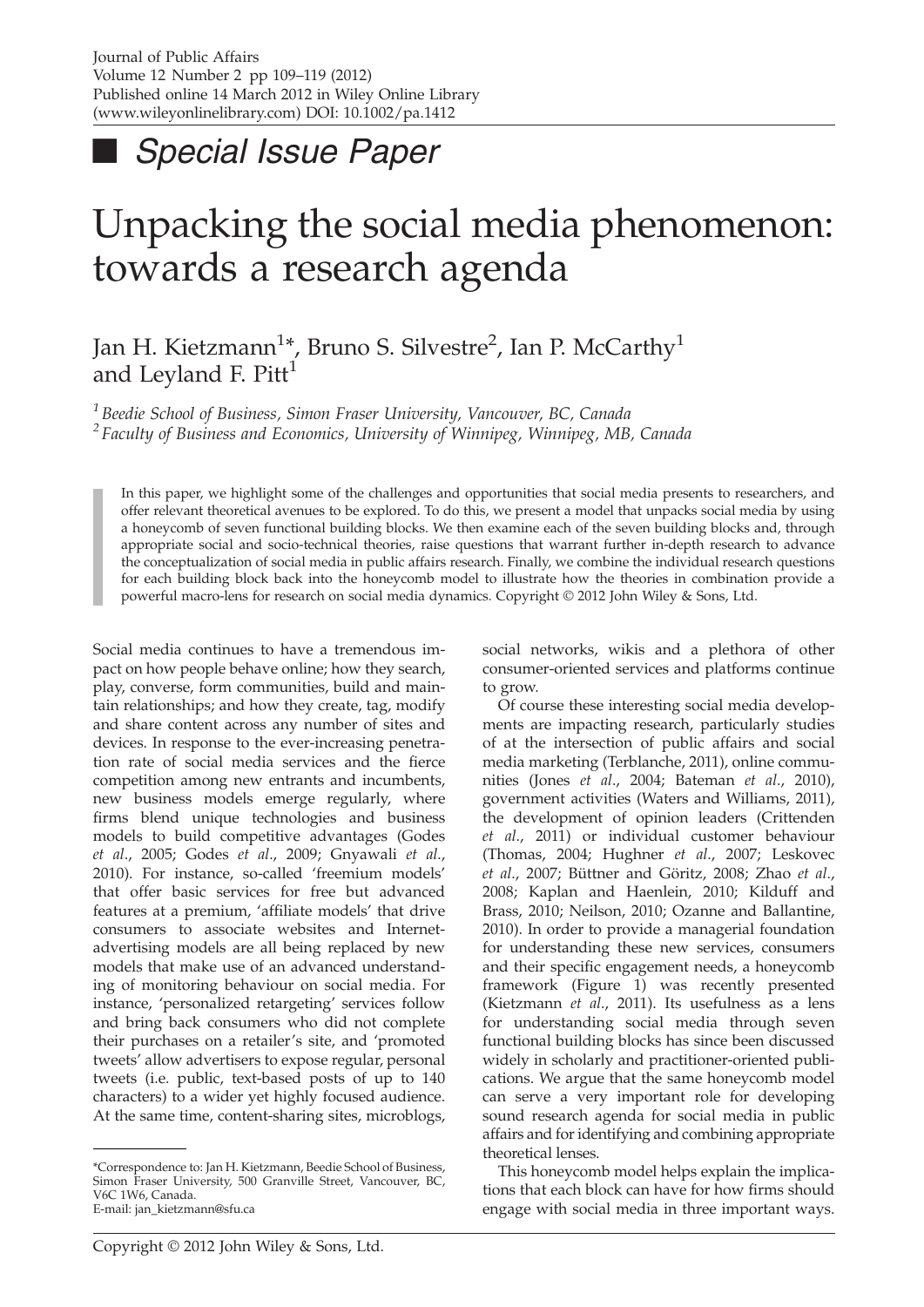## Special Issue Paper

# Unpacking the social media phenomenon: towards a research agenda

Jan H. Kietzmann[1]*, Bruno S. Silvestre[2], Ian P. McCarthy[1] and Leyland F. Pitt[1]

[1] *Beedie School of Business, Simon Fraser University, Vancouver, BC, Canada*
[2] *Faculty of Business and Economics, University of Winnipeg, Winnipeg, MB, Canada*

In this paper, we highlight some of the challenges and opportunities that social media presents to researchers, and offer relevant theoretical avenues to be explored. To do this, we present a model that unpacks social media by using a honeycomb of seven functional building blocks. We then examine each of the seven building blocks and, through appropriate social and socio-technical theories, raise questions that warrant further in-depth research to advance the conceptualization of social media in public affairs research. Finally, we combine the individual research questions for each building block back into the honeycomb model to illustrate how the theories in combination provide a powerful macro-lens for research on social media dynamics. Copyright © 2012 John Wiley & Sons, Ltd.

Social media continues to have a tremendous impact on how people behave online; how they search, play, converse, form communities, build and maintain relationships; and how they create, tag, modify and share content across any number of sites and devices. In response to the ever-increasing penetration rate of social media services and the fierce competition among new entrants and incumbents, new business models emerge regularly, where firms blend unique technologies and business models to build competitive advantages (Godes *et al*., 2005; Godes *et al*., 2009; Gnyawali *et al*., 2010). For instance, so-called 'freemium models' that offer basic services for free but advanced features at a premium, 'affiliate models' that drive consumers to associate websites and Internet-advertising models are all being replaced by new models that make use of an advanced understanding of monitoring behaviour on social media. For instance, 'personalized retargeting' services follow and bring back consumers who did not complete their purchases on a retailer's site, and 'promoted tweets' allow advertisers to expose regular, personal tweets (i.e. public, text-based posts of up to 140 characters) to a wider yet highly focused audience. At the same time, content-sharing sites, microblogs, social networks, wikis and a plethora of other consumer-oriented services and platforms continue to grow.

Of course these interesting social media developments are impacting research, particularly studies of at the intersection of public affairs and social media marketing (Terblanche, 2011), online communities (Jones *et al*., 2004; Bateman *et al*., 2010), government activities (Waters and Williams, 2011), the development of opinion leaders (Crittenden *et al*., 2011) or individual customer behaviour (Thomas, 2004; Hughner *et al*., 2007; Leskovec *et al*., 2007; Büttner and Göritz, 2008; Zhao *et al*., 2008; Kaplan and Haenlein, 2010; Kilduff and Brass, 2010; Neilson, 2010; Ozanne and Ballantine, 2010). In order to provide a managerial foundation for understanding these new services, consumers and their specific engagement needs, a honeycomb framework (Figure 1) was recently presented (Kietzmann *et al*., 2011). Its usefulness as a lens for understanding social media through seven functional building blocks has since been discussed widely in scholarly and practitioner-oriented publications. We argue that the same honeycomb model can serve a very important role for developing sound research agenda for social media in public affairs and for identifying and combining appropriate theoretical lenses.

This honeycomb model helps explain the implications that each block can have for how firms should engage with social media in three important ways.

*Correspondence to: Jan H. Kietzmann, Beedie School of Business, Simon Fraser University, 500 Granville Street, Vancouver, BC, V6C 1W6, Canada.
E-mail: jan_kietzmann@sfu.ca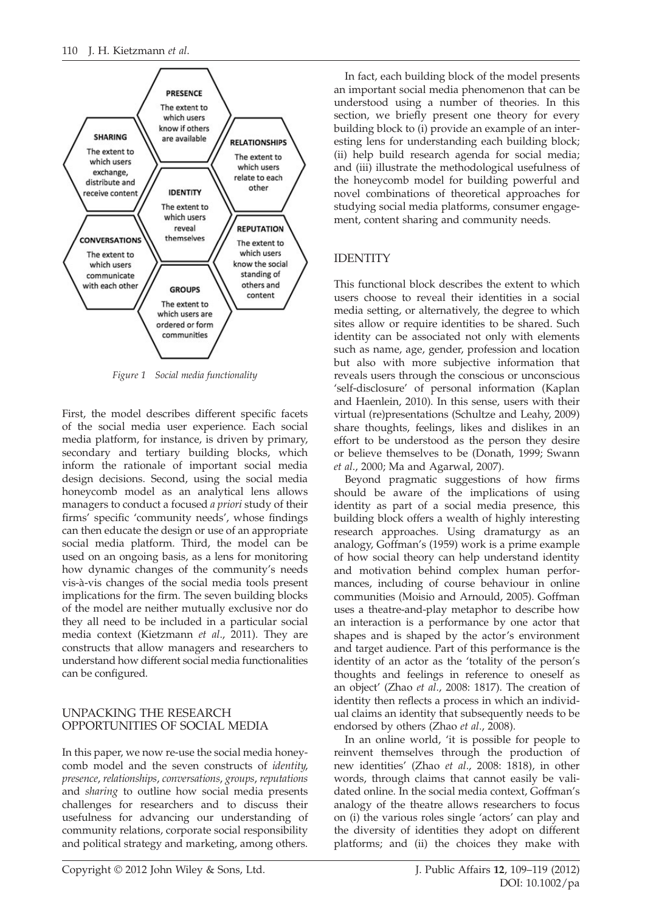PRESENCE
The extent to which users know if others are available

SHARING
The extent to which users exchange, distribute and receive content

RELATIONSHIPS
The extent to which users relate to each other

IDENTITY
The extent to which users reveal themselves

CONVERSATIONS
The extent to which users communicate with each other

REPUTATION
The extent to which users know the social standing of others and content

GROUPS
The extent to which users are ordered or form communities

*Figure 1 Social media functionality*

First, the model describes different specific facets of the social media user experience. Each social media platform, for instance, is driven by primary, secondary and tertiary building blocks, which inform the rationale of important social media design decisions. Second, using the social media honeycomb model as an analytical lens allows managers to conduct a focused *a priori* study of their firms' specific 'community needs', whose findings can then educate the design or use of an appropriate social media platform. Third, the model can be used on an ongoing basis, as a lens for monitoring how dynamic changes of the community's needs vis-à-vis changes of the social media tools present implications for the firm. The seven building blocks of the model are neither mutually exclusive nor do they all need to be included in a particular social media context (Kietzmann *et al*., 2011). They are constructs that allow managers and researchers to understand how different social media functionalities can be configured.

## UNPACKING THE RESEARCH OPPORTUNITIES OF SOCIAL MEDIA

In this paper, we now re-use the social media honeycomb model and the seven constructs of *identity*, *presence*, *relationships*, *conversations*, *groups*, *reputations* and *sharing* to outline how social media presents challenges for researchers and to discuss their usefulness for advancing our understanding of community relations, corporate social responsibility and political strategy and marketing, among others.

In fact, each building block of the model presents an important social media phenomenon that can be understood using a number of theories. In this section, we briefly present one theory for every building block to (i) provide an example of an interesting lens for understanding each building block; (ii) help build research agenda for social media; and (iii) illustrate the methodological usefulness of the honeycomb model for building powerful and novel combinations of theoretical approaches for studying social media platforms, consumer engagement, content sharing and community needs.

## IDENTITY

This functional block describes the extent to which users choose to reveal their identities in a social media setting, or alternatively, the degree to which sites allow or require identities to be shared. Such identity can be associated not only with elements such as name, age, gender, profession and location but also with more subjective information that reveals users through the conscious or unconscious 'self-disclosure' of personal information (Kaplan and Haenlein, 2010). In this sense, users with their virtual (re)presentations (Schultze and Leahy, 2009) share thoughts, feelings, likes and dislikes in an effort to be understood as the person they desire or believe themselves to be (Donath, 1999; Swann *et al*., 2000; Ma and Agarwal, 2007).

Beyond pragmatic suggestions of how firms should be aware of the implications of using identity as part of a social media presence, this building block offers a wealth of highly interesting research approaches. Using dramaturgy as an analogy, Goffman's (1959) work is a prime example of how social theory can help understand identity and motivation behind complex human performances, including of course behaviour in online communities (Moisio and Arnould, 2005). Goffman uses a theatre-and-play metaphor to describe how an interaction is a performance by one actor that shapes and is shaped by the actor's environment and target audience. Part of this performance is the identity of an actor as the 'totality of the person's thoughts and feelings in reference to oneself as an object' (Zhao *et al*., 2008: 1817). The creation of identity then reflects a process in which an individual claims an identity that subsequently needs to be endorsed by others (Zhao *et al*., 2008).

In an online world, 'it is possible for people to reinvent themselves through the production of new identities' (Zhao *et al*., 2008: 1818), in other words, through claims that cannot easily be validated online. In the social media context, Goffman's analogy of the theatre allows researchers to focus on (i) the various roles single 'actors' can play and the diversity of identities they adopt on different platforms; and (ii) the choices they make with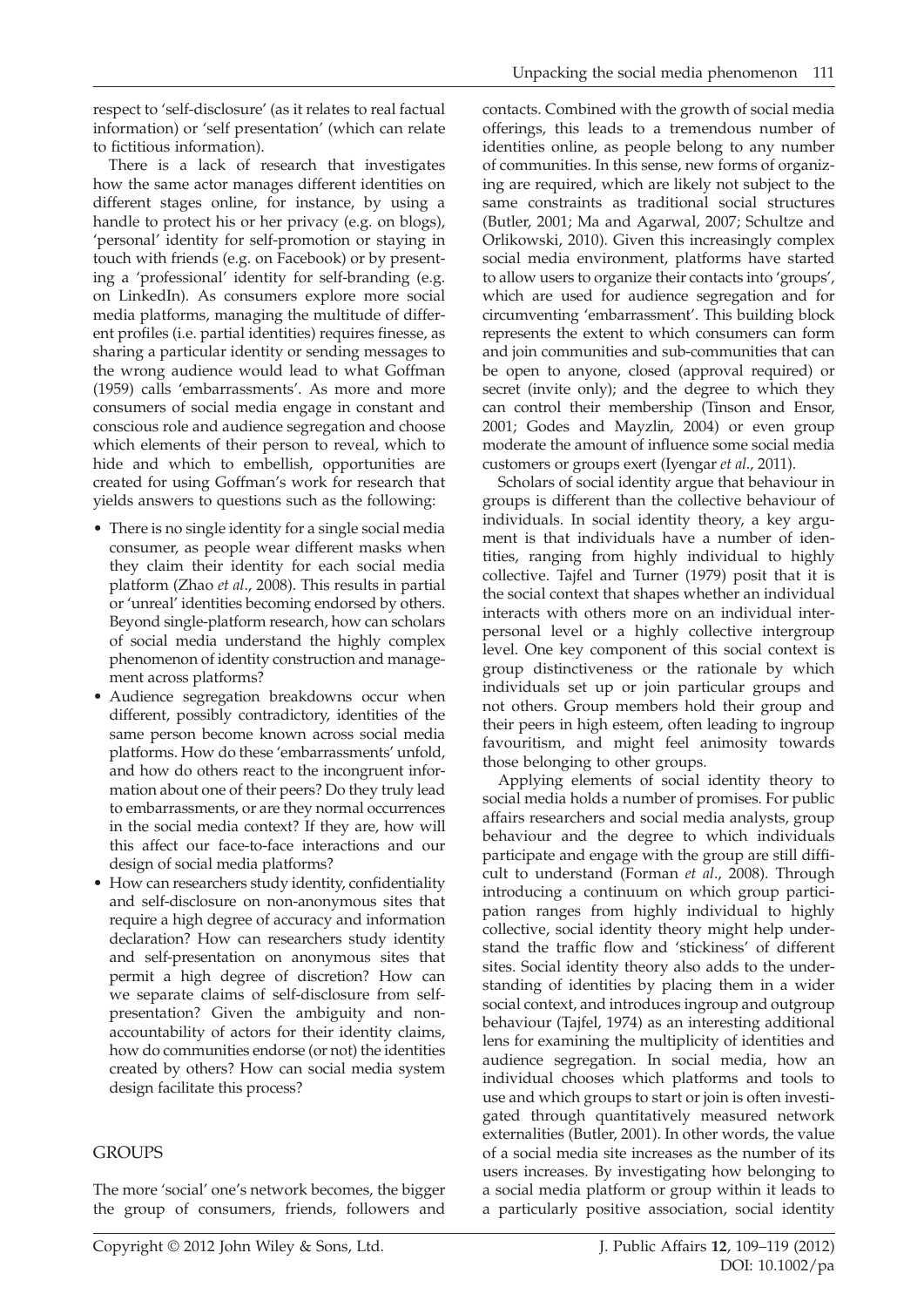respect to 'self-disclosure' (as it relates to real factual information) or 'self presentation' (which can relate to fictitious information).

There is a lack of research that investigates how the same actor manages different identities on different stages online, for instance, by using a handle to protect his or her privacy (e.g. on blogs), 'personal' identity for self-promotion or staying in touch with friends (e.g. on Facebook) or by presenting a 'professional' identity for self-branding (e.g. on LinkedIn). As consumers explore more social media platforms, managing the multitude of different profiles (i.e. partial identities) requires finesse, as sharing a particular identity or sending messages to the wrong audience would lead to what Goffman (1959) calls 'embarrassments'. As more and more consumers of social media engage in constant and conscious role and audience segregation and choose which elements of their person to reveal, which to hide and which to embellish, opportunities are created for using Goffman's work for research that yields answers to questions such as the following:

- There is no single identity for a single social media consumer, as people wear different masks when they claim their identity for each social media platform (Zhao *et al.*, 2008). This results in partial or 'unreal' identities becoming endorsed by others. Beyond single-platform research, how can scholars of social media understand the highly complex phenomenon of identity construction and management across platforms?
- Audience segregation breakdowns occur when different, possibly contradictory, identities of the same person become known across social media platforms. How do these 'embarrassments' unfold, and how do others react to the incongruent information about one of their peers? Do they truly lead to embarrassments, or are they normal occurrences in the social media context? If they are, how will this affect our face-to-face interactions and our design of social media platforms?
- How can researchers study identity, confidentiality and self-disclosure on non-anonymous sites that require a high degree of accuracy and information declaration? How can researchers study identity and self-presentation on anonymous sites that permit a high degree of discretion? How can we separate claims of self-disclosure from self-presentation? Given the ambiguity and non-accountability of actors for their identity claims, how do communities endorse (or not) the identities created by others? How can social media system design facilitate this process?

## GROUPS

The more 'social' one's network becomes, the bigger the group of consumers, friends, followers and contacts. Combined with the growth of social media offerings, this leads to a tremendous number of identities online, as people belong to any number of communities. In this sense, new forms of organizing are required, which are likely not subject to the same constraints as traditional social structures (Butler, 2001; Ma and Agarwal, 2007; Schultze and Orlikowski, 2010). Given this increasingly complex social media environment, platforms have started to allow users to organize their contacts into 'groups', which are used for audience segregation and for circumventing 'embarrassment'. This building block represents the extent to which consumers can form and join communities and sub-communities that can be open to anyone, closed (approval required) or secret (invite only); and the degree to which they can control their membership (Tinson and Ensor, 2001; Godes and Mayzlin, 2004) or even group moderate the amount of influence some social media customers or groups exert (Iyengar *et al.*, 2011).

Scholars of social identity argue that behaviour in groups is different than the collective behaviour of individuals. In social identity theory, a key argument is that individuals have a number of identities, ranging from highly individual to highly collective. Tajfel and Turner (1979) posit that it is the social context that shapes whether an individual interacts with others more on an individual interpersonal level or a highly collective intergroup level. One key component of this social context is group distinctiveness or the rationale by which individuals set up or join particular groups and not others. Group members hold their group and their peers in high esteem, often leading to ingroup favouritism, and might feel animosity towards those belonging to other groups.

Applying elements of social identity theory to social media holds a number of promises. For public affairs researchers and social media analysts, group behaviour and the degree to which individuals participate and engage with the group are still difficult to understand (Forman *et al.*, 2008). Through introducing a continuum on which group participation ranges from highly individual to highly collective, social identity theory might help understand the traffic flow and 'stickiness' of different sites. Social identity theory also adds to the understanding of identities by placing them in a wider social context, and introduces ingroup and outgroup behaviour (Tajfel, 1974) as an interesting additional lens for examining the multiplicity of identities and audience segregation. In social media, how an individual chooses which platforms and tools to use and which groups to start or join is often investigated through quantitatively measured network externalities (Butler, 2001). In other words, the value of a social media site increases as the number of its users increases. By investigating how belonging to a social media platform or group within it leads to a particularly positive association, social identity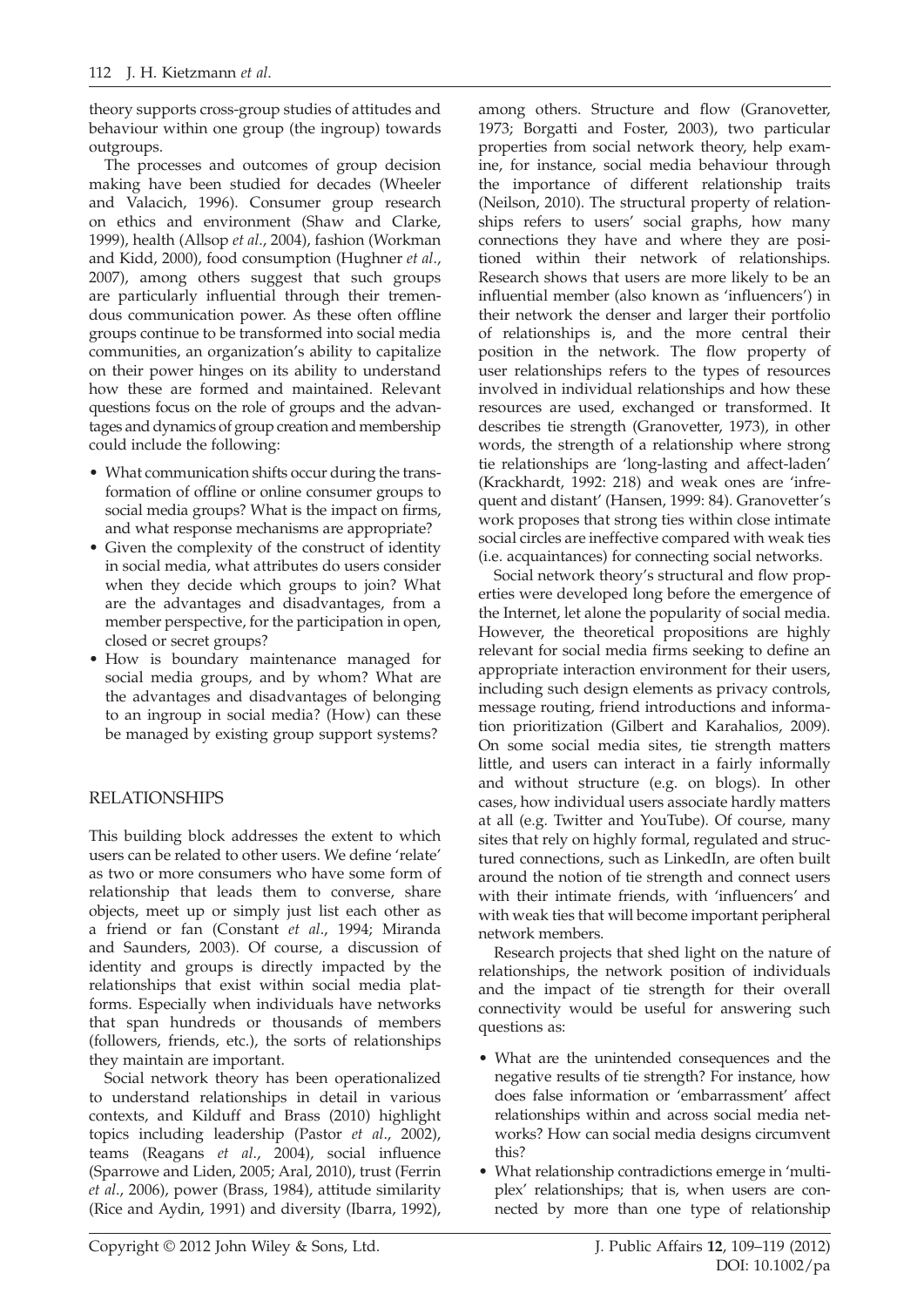theory supports cross-group studies of attitudes and behaviour within one group (the ingroup) towards outgroups.

The processes and outcomes of group decision making have been studied for decades (Wheeler and Valacich, 1996). Consumer group research on ethics and environment (Shaw and Clarke, 1999), health (Allsop *et al.*, 2004), fashion (Workman and Kidd, 2000), food consumption (Hughner *et al.*, 2007), among others suggest that such groups are particularly influential through their tremendous communication power. As these often offline groups continue to be transformed into social media communities, an organization's ability to capitalize on their power hinges on its ability to understand how these are formed and maintained. Relevant questions focus on the role of groups and the advantages and dynamics of group creation and membership could include the following:

- What communication shifts occur during the transformation of offline or online consumer groups to social media groups? What is the impact on firms, and what response mechanisms are appropriate?
- Given the complexity of the construct of identity in social media, what attributes do users consider when they decide which groups to join? What are the advantages and disadvantages, from a member perspective, for the participation in open, closed or secret groups?
- How is boundary maintenance managed for social media groups, and by whom? What are the advantages and disadvantages of belonging to an ingroup in social media? (How) can these be managed by existing group support systems?

## RELATIONSHIPS

This building block addresses the extent to which users can be related to other users. We define 'relate' as two or more consumers who have some form of relationship that leads them to converse, share objects, meet up or simply just list each other as a friend or fan (Constant *et al.*, 1994; Miranda and Saunders, 2003). Of course, a discussion of identity and groups is directly impacted by the relationships that exist within social media platforms. Especially when individuals have networks that span hundreds or thousands of members (followers, friends, etc.), the sorts of relationships they maintain are important.

Social network theory has been operationalized to understand relationships in detail in various contexts, and Kilduff and Brass (2010) highlight topics including leadership (Pastor *et al.*, 2002), teams (Reagans *et al.*, 2004), social influence (Sparrowe and Liden, 2005; Aral, 2010), trust (Ferrin *et al.*, 2006), power (Brass, 1984), attitude similarity (Rice and Aydin, 1991) and diversity (Ibarra, 1992), among others. Structure and flow (Granovetter, 1973; Borgatti and Foster, 2003), two particular properties from social network theory, help examine, for instance, social media behaviour through the importance of different relationship traits (Neilson, 2010). The structural property of relationships refers to users' social graphs, how many connections they have and where they are positioned within their network of relationships. Research shows that users are more likely to be an influential member (also known as 'influencers') in their network the denser and larger their portfolio of relationships is, and the more central their position in the network. The flow property of user relationships refers to the types of resources involved in individual relationships and how these resources are used, exchanged or transformed. It describes tie strength (Granovetter, 1973), in other words, the strength of a relationship where strong tie relationships are 'long-lasting and affect-laden' (Krackhardt, 1992: 218) and weak ones are 'infrequent and distant' (Hansen, 1999: 84). Granovetter's work proposes that strong ties within close intimate social circles are ineffective compared with weak ties (i.e. acquaintances) for connecting social networks.

Social network theory's structural and flow properties were developed long before the emergence of the Internet, let alone the popularity of social media. However, the theoretical propositions are highly relevant for social media firms seeking to define an appropriate interaction environment for their users, including such design elements as privacy controls, message routing, friend introductions and information prioritization (Gilbert and Karahalios, 2009). On some social media sites, tie strength matters little, and users can interact in a fairly informally and without structure (e.g. on blogs). In other cases, how individual users associate hardly matters at all (e.g. Twitter and YouTube). Of course, many sites that rely on highly formal, regulated and structured connections, such as LinkedIn, are often built around the notion of tie strength and connect users with their intimate friends, with 'influencers' and with weak ties that will become important peripheral network members.

Research projects that shed light on the nature of relationships, the network position of individuals and the impact of tie strength for their overall connectivity would be useful for answering such questions as:

- What are the unintended consequences and the negative results of tie strength? For instance, how does false information or 'embarrassment' affect relationships within and across social media networks? How can social media designs circumvent this?
- What relationship contradictions emerge in 'multiplex' relationships; that is, when users are connected by more than one type of relationship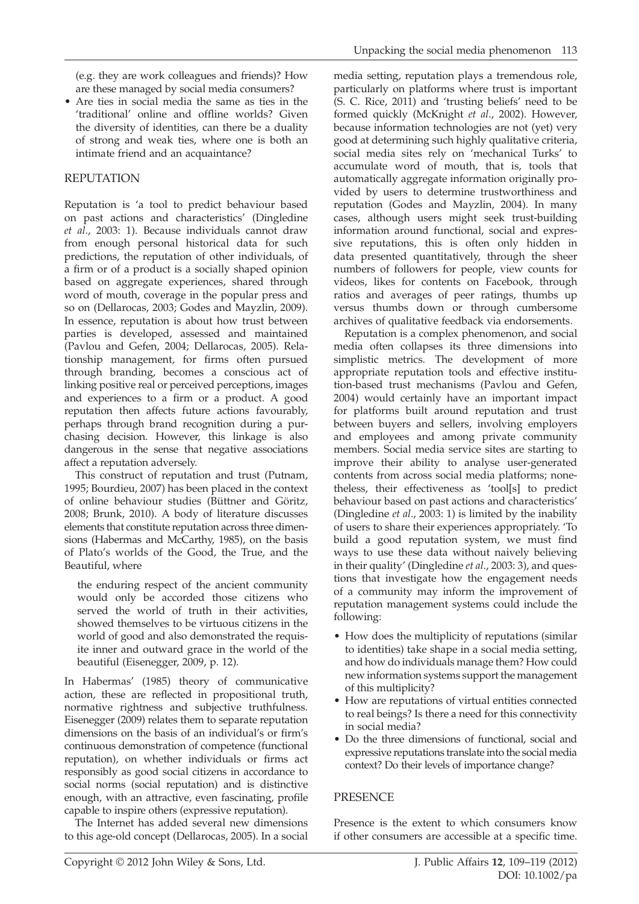(e.g. they are work colleagues and friends)? How are these managed by social media consumers?

- Are ties in social media the same as ties in the 'traditional' online and offline worlds? Given the diversity of identities, can there be a duality of strong and weak ties, where one is both an intimate friend and an acquaintance?

## REPUTATION

Reputation is 'a tool to predict behaviour based on past actions and characteristics' (Dingledine *et al*., 2003: 1). Because individuals cannot draw from enough personal historical data for such predictions, the reputation of other individuals, of a firm or of a product is a socially shaped opinion based on aggregate experiences, shared through word of mouth, coverage in the popular press and so on (Dellarocas, 2003; Godes and Mayzlin, 2009). In essence, reputation is about how trust between parties is developed, assessed and maintained (Pavlou and Gefen, 2004; Dellarocas, 2005). Relationship management, for firms often pursued through branding, becomes a conscious act of linking positive real or perceived perceptions, images and experiences to a firm or a product. A good reputation then affects future actions favourably, perhaps through brand recognition during a purchasing decision. However, this linkage is also dangerous in the sense that negative associations affect a reputation adversely.

This construct of reputation and trust (Putnam, 1995; Bourdieu, 2007) has been placed in the context of online behaviour studies (Büttner and Göritz, 2008; Brunk, 2010). A body of literature discusses elements that constitute reputation across three dimensions (Habermas and McCarthy, 1985), on the basis of Plato's worlds of the Good, the True, and the Beautiful, where

> the enduring respect of the ancient community would only be accorded those citizens who served the world of truth in their activities, showed themselves to be virtuous citizens in the world of good and also demonstrated the requisite inner and outward grace in the world of the beautiful (Eisenegger, 2009, p. 12).

In Habermas' (1985) theory of communicative action, these are reflected in propositional truth, normative rightness and subjective truthfulness. Eisenegger (2009) relates them to separate reputation dimensions on the basis of an individual's or firm's continuous demonstration of competence (functional reputation), on whether individuals or firms act responsibly as good social citizens in accordance to social norms (social reputation) and is distinctive enough, with an attractive, even fascinating, profile capable to inspire others (expressive reputation).

The Internet has added several new dimensions to this age-old concept (Dellarocas, 2005). In a social media setting, reputation plays a tremendous role, particularly on platforms where trust is important (S. C. Rice, 2011) and 'trusting beliefs' need to be formed quickly (McKnight *et al*., 2002). However, because information technologies are not (yet) very good at determining such highly qualitative criteria, social media sites rely on 'mechanical Turks' to accumulate word of mouth, that is, tools that automatically aggregate information originally provided by users to determine trustworthiness and reputation (Godes and Mayzlin, 2004). In many cases, although users might seek trust-building information around functional, social and expressive reputations, this is often only hidden in data presented quantitatively, through the sheer numbers of followers for people, view counts for videos, likes for contents on Facebook, through ratios and averages of peer ratings, thumbs up versus thumbs down or through cumbersome archives of qualitative feedback via endorsements.

Reputation is a complex phenomenon, and social media often collapses its three dimensions into simplistic metrics. The development of more appropriate reputation tools and effective institution-based trust mechanisms (Pavlou and Gefen, 2004) would certainly have an important impact for platforms built around reputation and trust between buyers and sellers, involving employers and employees and among private community members. Social media service sites are starting to improve their ability to analyse user-generated contents from across social media platforms; nonetheless, their effectiveness as 'tool[s] to predict behaviour based on past actions and characteristics' (Dingledine *et al*., 2003: 1) is limited by the inability of users to share their experiences appropriately. 'To build a good reputation system, we must find ways to use these data without naively believing in their quality' (Dingledine *et al*., 2003: 3), and questions that investigate how the engagement needs of a community may inform the improvement of reputation management systems could include the following:

- How does the multiplicity of reputations (similar to identities) take shape in a social media setting, and how do individuals manage them? How could new information systems support the management of this multiplicity?
- How are reputations of virtual entities connected to real beings? Is there a need for this connectivity in social media?
- Do the three dimensions of functional, social and expressive reputations translate into the social media context? Do their levels of importance change?

## PRESENCE

Presence is the extent to which consumers know if other consumers are accessible at a specific time.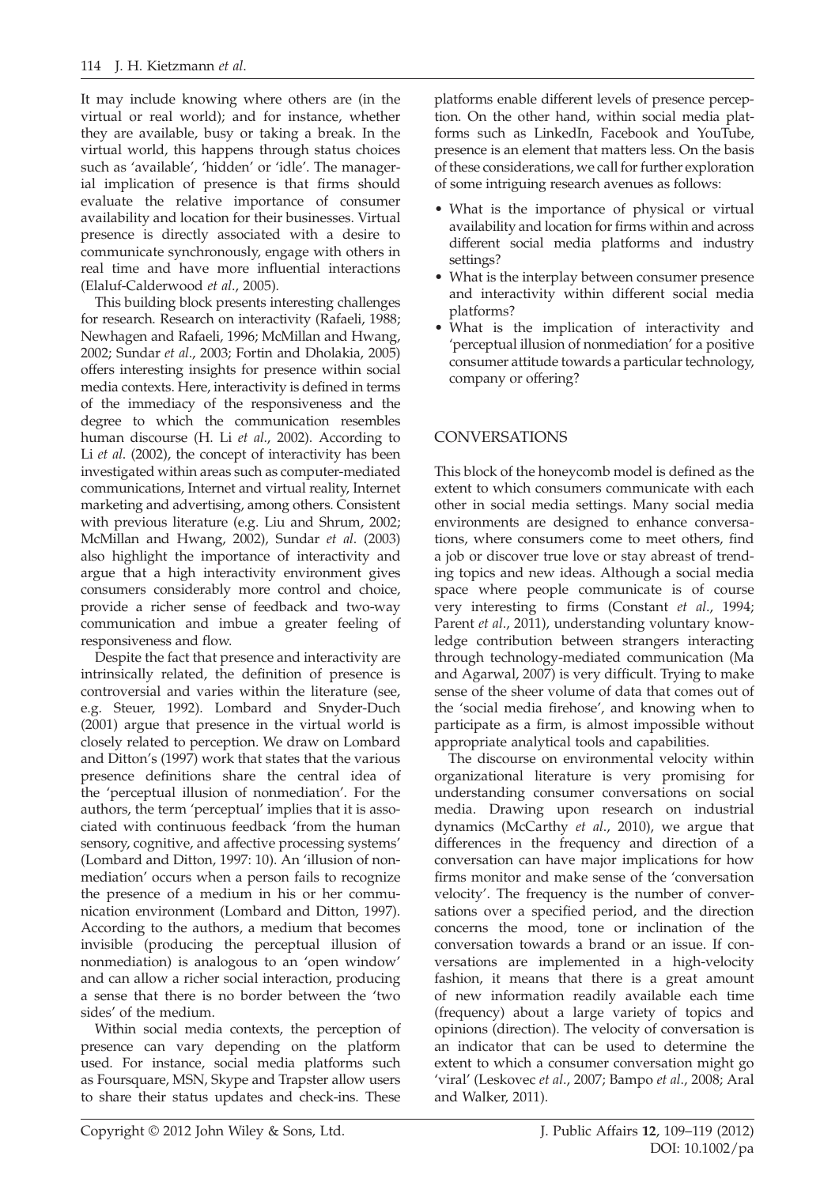It may include knowing where others are (in the virtual or real world); and for instance, whether they are available, busy or taking a break. In the virtual world, this happens through status choices such as 'available', 'hidden' or 'idle'. The managerial implication of presence is that firms should evaluate the relative importance of consumer availability and location for their businesses. Virtual presence is directly associated with a desire to communicate synchronously, engage with others in real time and have more influential interactions (Elaluf-Calderwood *et al*., 2005).

This building block presents interesting challenges for research. Research on interactivity (Rafaeli, 1988; Newhagen and Rafaeli, 1996; McMillan and Hwang, 2002; Sundar *et al*., 2003; Fortin and Dholakia, 2005) offers interesting insights for presence within social media contexts. Here, interactivity is defined in terms of the immediacy of the responsiveness and the degree to which the communication resembles human discourse (H. Li *et al*., 2002). According to Li *et al*. (2002), the concept of interactivity has been investigated within areas such as computer-mediated communications, Internet and virtual reality, Internet marketing and advertising, among others. Consistent with previous literature (e.g. Liu and Shrum, 2002; McMillan and Hwang, 2002), Sundar *et al*. (2003) also highlight the importance of interactivity and argue that a high interactivity environment gives consumers considerably more control and choice, provide a richer sense of feedback and two-way communication and imbue a greater feeling of responsiveness and flow.

Despite the fact that presence and interactivity are intrinsically related, the definition of presence is controversial and varies within the literature (see, e.g. Steuer, 1992). Lombard and Snyder-Duch (2001) argue that presence in the virtual world is closely related to perception. We draw on Lombard and Ditton's (1997) work that states that the various presence definitions share the central idea of the 'perceptual illusion of nonmediation'. For the authors, the term 'perceptual' implies that it is associated with continuous feedback 'from the human sensory, cognitive, and affective processing systems' (Lombard and Ditton, 1997: 10). An 'illusion of nonmediation' occurs when a person fails to recognize the presence of a medium in his or her communication environment (Lombard and Ditton, 1997). According to the authors, a medium that becomes invisible (producing the perceptual illusion of nonmediation) is analogous to an 'open window' and can allow a richer social interaction, producing a sense that there is no border between the 'two sides' of the medium.

Within social media contexts, the perception of presence can vary depending on the platform used. For instance, social media platforms such as Foursquare, MSN, Skype and Trapster allow users to share their status updates and check-ins. These platforms enable different levels of presence perception. On the other hand, within social media platforms such as LinkedIn, Facebook and YouTube, presence is an element that matters less. On the basis of these considerations, we call for further exploration of some intriguing research avenues as follows:

- What is the importance of physical or virtual availability and location for firms within and across different social media platforms and industry settings?
- What is the interplay between consumer presence and interactivity within different social media platforms?
- What is the implication of interactivity and 'perceptual illusion of nonmediation' for a positive consumer attitude towards a particular technology, company or offering?

## CONVERSATIONS

This block of the honeycomb model is defined as the extent to which consumers communicate with each other in social media settings. Many social media environments are designed to enhance conversations, where consumers come to meet others, find a job or discover true love or stay abreast of trending topics and new ideas. Although a social media space where people communicate is of course very interesting to firms (Constant *et al*., 1994; Parent *et al*., 2011), understanding voluntary knowledge contribution between strangers interacting through technology-mediated communication (Ma and Agarwal, 2007) is very difficult. Trying to make sense of the sheer volume of data that comes out of the 'social media firehose', and knowing when to participate as a firm, is almost impossible without appropriate analytical tools and capabilities.

The discourse on environmental velocity within organizational literature is very promising for understanding consumer conversations on social media. Drawing upon research on industrial dynamics (McCarthy *et al*., 2010), we argue that differences in the frequency and direction of a conversation can have major implications for how firms monitor and make sense of the 'conversation velocity'. The frequency is the number of conversations over a specified period, and the direction concerns the mood, tone or inclination of the conversation towards a brand or an issue. If conversations are implemented in a high-velocity fashion, it means that there is a great amount of new information readily available each time (frequency) about a large variety of topics and opinions (direction). The velocity of conversation is an indicator that can be used to determine the extent to which a consumer conversation might go 'viral' (Leskovec *et al*., 2007; Bampo *et al*., 2008; Aral and Walker, 2011).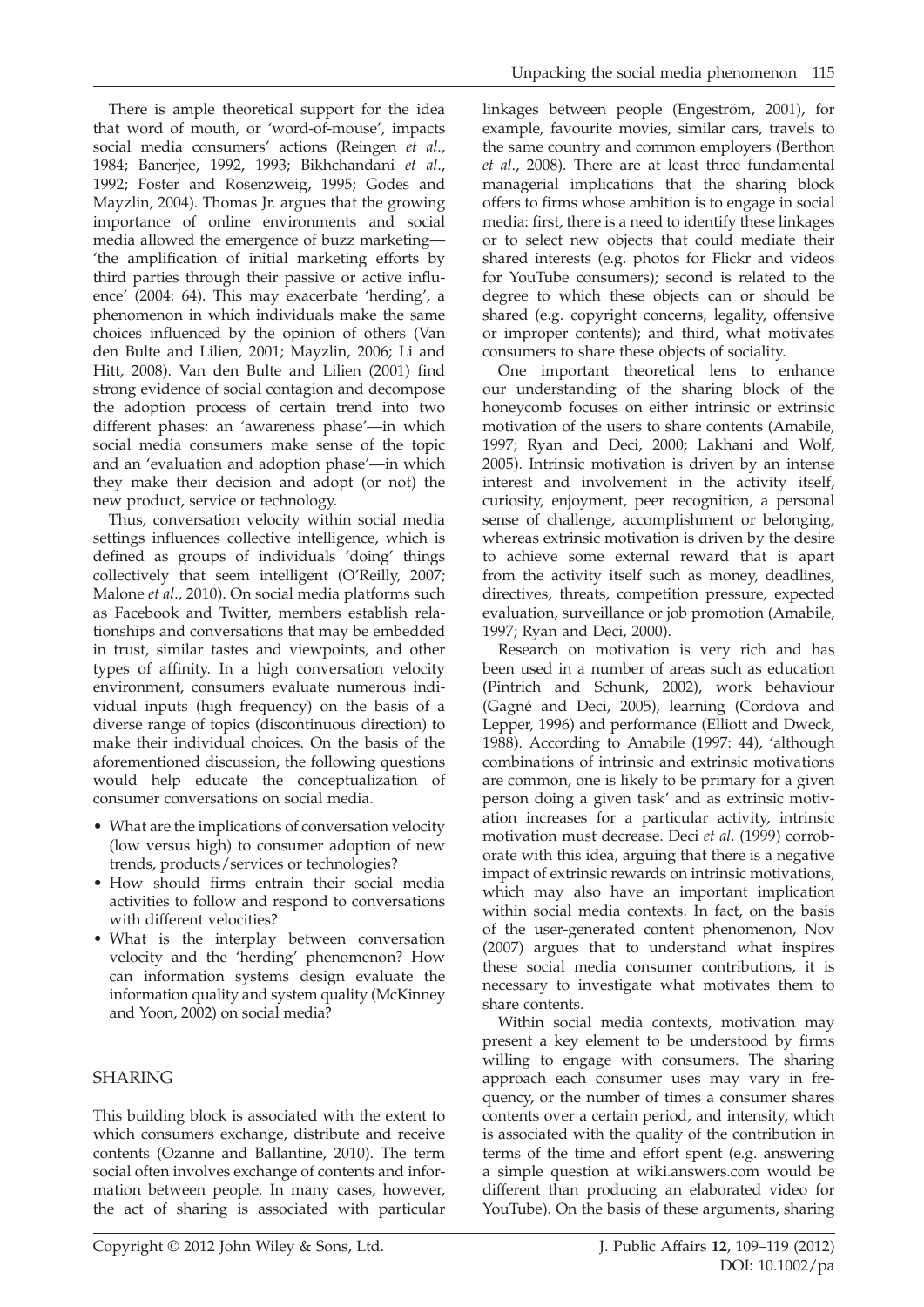There is ample theoretical support for the idea that word of mouth, or 'word-of-mouse', impacts social media consumers' actions (Reingen *et al*., 1984; Banerjee, 1992, 1993; Bikhchandani *et al*., 1992; Foster and Rosenzweig, 1995; Godes and Mayzlin, 2004). Thomas Jr. argues that the growing importance of online environments and social media allowed the emergence of buzz marketing—'the amplification of initial marketing efforts by third parties through their passive or active influence' (2004: 64). This may exacerbate 'herding', a phenomenon in which individuals make the same choices influenced by the opinion of others (Van den Bulte and Lilien, 2001; Mayzlin, 2006; Li and Hitt, 2008). Van den Bulte and Lilien (2001) find strong evidence of social contagion and decompose the adoption process of certain trend into two different phases: an 'awareness phase'—in which social media consumers make sense of the topic and an 'evaluation and adoption phase'—in which they make their decision and adopt (or not) the new product, service or technology.

Thus, conversation velocity within social media settings influences collective intelligence, which is defined as groups of individuals 'doing' things collectively that seem intelligent (O'Reilly, 2007; Malone *et al*., 2010). On social media platforms such as Facebook and Twitter, members establish relationships and conversations that may be embedded in trust, similar tastes and viewpoints, and other types of affinity. In a high conversation velocity environment, consumers evaluate numerous individual inputs (high frequency) on the basis of a diverse range of topics (discontinuous direction) to make their individual choices. On the basis of the aforementioned discussion, the following questions would help educate the conceptualization of consumer conversations on social media.

- What are the implications of conversation velocity (low versus high) to consumer adoption of new trends, products/services or technologies?
- How should firms entrain their social media activities to follow and respond to conversations with different velocities?
- What is the interplay between conversation velocity and the 'herding' phenomenon? How can information systems design evaluate the information quality and system quality (McKinney and Yoon, 2002) on social media?

## SHARING

This building block is associated with the extent to which consumers exchange, distribute and receive contents (Ozanne and Ballantine, 2010). The term social often involves exchange of contents and information between people. In many cases, however, the act of sharing is associated with particular linkages between people (Engeström, 2001), for example, favourite movies, similar cars, travels to the same country and common employers (Berthon *et al*., 2008). There are at least three fundamental managerial implications that the sharing block offers to firms whose ambition is to engage in social media: first, there is a need to identify these linkages or to select new objects that could mediate their shared interests (e.g. photos for Flickr and videos for YouTube consumers); second is related to the degree to which these objects can or should be shared (e.g. copyright concerns, legality, offensive or improper contents); and third, what motivates consumers to share these objects of sociality.

One important theoretical lens to enhance our understanding of the sharing block of the honeycomb focuses on either intrinsic or extrinsic motivation of the users to share contents (Amabile, 1997; Ryan and Deci, 2000; Lakhani and Wolf, 2005). Intrinsic motivation is driven by an intense interest and involvement in the activity itself, curiosity, enjoyment, peer recognition, a personal sense of challenge, accomplishment or belonging, whereas extrinsic motivation is driven by the desire to achieve some external reward that is apart from the activity itself such as money, deadlines, directives, threats, competition pressure, expected evaluation, surveillance or job promotion (Amabile, 1997; Ryan and Deci, 2000).

Research on motivation is very rich and has been used in a number of areas such as education (Pintrich and Schunk, 2002), work behaviour (Gagné and Deci, 2005), learning (Cordova and Lepper, 1996) and performance (Elliott and Dweck, 1988). According to Amabile (1997: 44), 'although combinations of intrinsic and extrinsic motivations are common, one is likely to be primary for a given person doing a given task' and as extrinsic motivation increases for a particular activity, intrinsic motivation must decrease. Deci *et al*. (1999) corroborate with this idea, arguing that there is a negative impact of extrinsic rewards on intrinsic motivations, which may also have an important implication within social media contexts. In fact, on the basis of the user-generated content phenomenon, Nov (2007) argues that to understand what inspires these social media consumer contributions, it is necessary to investigate what motivates them to share contents.

Within social media contexts, motivation may present a key element to be understood by firms willing to engage with consumers. The sharing approach each consumer uses may vary in frequency, or the number of times a consumer shares contents over a certain period, and intensity, which is associated with the quality of the contribution in terms of the time and effort spent (e.g. answering a simple question at wiki.answers.com would be different than producing an elaborated video for YouTube). On the basis of these arguments, sharing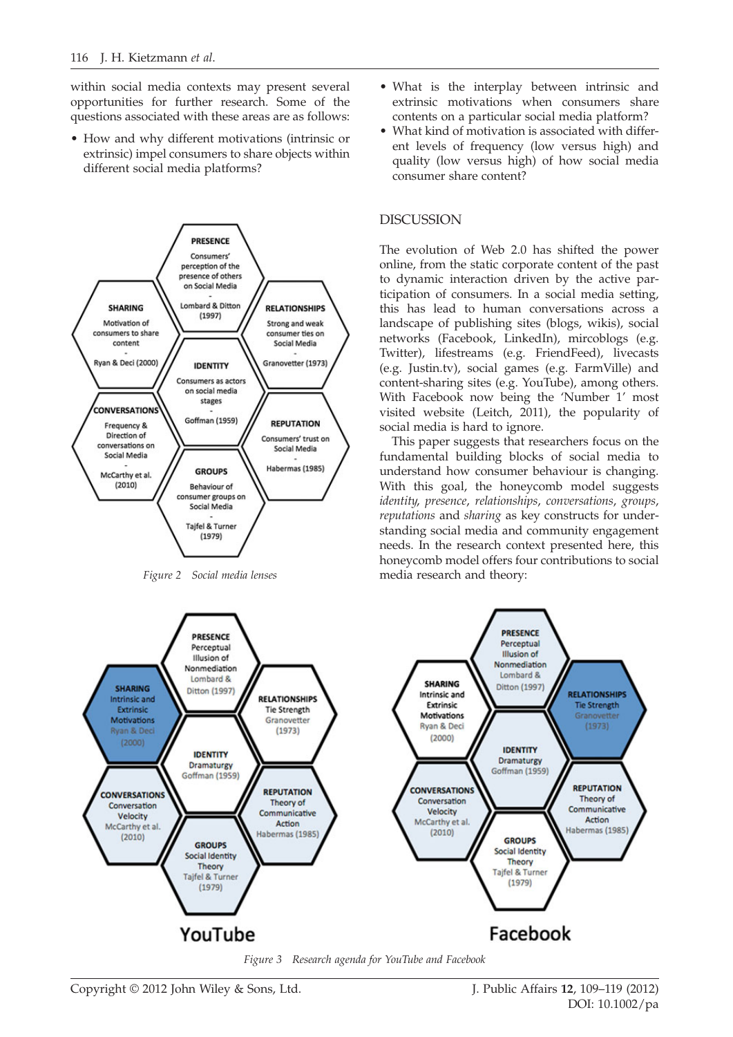within social media contexts may present several opportunities for further research. Some of the questions associated with these areas are as follows:

- How and why different motivations (intrinsic or extrinsic) impel consumers to share objects within different social media platforms?
- What is the interplay between intrinsic and extrinsic motivations when consumers share contents on a particular social media platform?
- What kind of motivation is associated with different levels of frequency (low versus high) and quality (low versus high) of how social media consumer share content?

Figure 2 Social media lenses

## DISCUSSION

The evolution of Web 2.0 has shifted the power online, from the static corporate content of the past to dynamic interaction driven by the active participation of consumers. In a social media setting, this has lead to human conversations across a landscape of publishing sites (blogs, wikis), social networks (Facebook, LinkedIn), mircoblogs (e.g. Twitter), lifestreams (e.g. FriendFeed), livecasts (e.g. Justin.tv), social games (e.g. FarmVille) and content-sharing sites (e.g. YouTube), among others. With Facebook now being the 'Number 1' most visited website (Leitch, 2011), the popularity of social media is hard to ignore.

This paper suggests that researchers focus on the fundamental building blocks of social media to understand how consumer behaviour is changing. With this goal, the honeycomb model suggests *identity*, *presence*, *relationships*, *conversations*, *groups*, *reputations* and *sharing* as key constructs for understanding social media and community engagement needs. In the research context presented here, this honeycomb model offers four contributions to social media research and theory:

Figure 3 Research agenda for YouTube and Facebook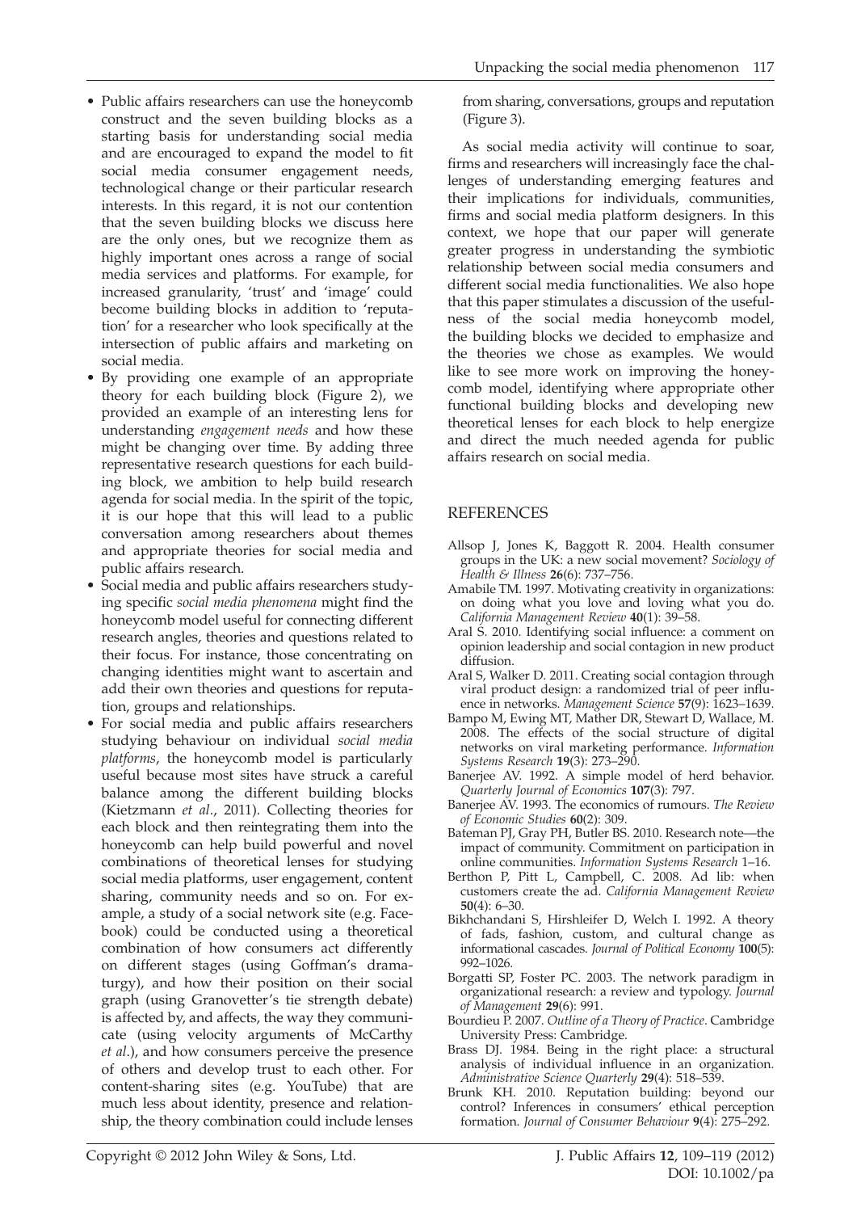- Public affairs researchers can use the honeycomb construct and the seven building blocks as a starting basis for understanding social media and are encouraged to expand the model to fit social media consumer engagement needs, technological change or their particular research interests. In this regard, it is not our contention that the seven building blocks we discuss here are the only ones, but we recognize them as highly important ones across a range of social media services and platforms. For example, for increased granularity, 'trust' and 'image' could become building blocks in addition to 'reputation' for a researcher who look specifically at the intersection of public affairs and marketing on social media.
- By providing one example of an appropriate theory for each building block (Figure 2), we provided an example of an interesting lens for understanding *engagement needs* and how these might be changing over time. By adding three representative research questions for each building block, we ambition to help build research agenda for social media. In the spirit of the topic, it is our hope that this will lead to a public conversation among researchers about themes and appropriate theories for social media and public affairs research.
- Social media and public affairs researchers studying specific *social media phenomena* might find the honeycomb model useful for connecting different research angles, theories and questions related to their focus. For instance, those concentrating on changing identities might want to ascertain and add their own theories and questions for reputation, groups and relationships.
- For social media and public affairs researchers studying behaviour on individual *social media platforms*, the honeycomb model is particularly useful because most sites have struck a careful balance among the different building blocks (Kietzmann *et al*., 2011). Collecting theories for each block and then reintegrating them into the honeycomb can help build powerful and novel combinations of theoretical lenses for studying social media platforms, user engagement, content sharing, community needs and so on. For example, a study of a social network site (e.g. Facebook) could be conducted using a theoretical combination of how consumers act differently on different stages (using Goffman's dramaturgy), and how their position on their social graph (using Granovetter's tie strength debate) is affected by, and affects, the way they communicate (using velocity arguments of McCarthy *et al*.), and how consumers perceive the presence of others and develop trust to each other. For content-sharing sites (e.g. YouTube) that are much less about identity, presence and relationship, the theory combination could include lenses from sharing, conversations, groups and reputation (Figure 3).

As social media activity will continue to soar, firms and researchers will increasingly face the challenges of understanding emerging features and their implications for individuals, communities, firms and social media platform designers. In this context, we hope that our paper will generate greater progress in understanding the symbiotic relationship between social media consumers and different social media functionalities. We also hope that this paper stimulates a discussion of the usefulness of the social media honeycomb model, the building blocks we decided to emphasize and the theories we chose as examples. We would like to see more work on improving the honeycomb model, identifying where appropriate other functional building blocks and developing new theoretical lenses for each block to help energize and direct the much needed agenda for public affairs research on social media.

## REFERENCES

Allsop J, Jones K, Baggott R. 2004. Health consumer groups in the UK: a new social movement? *Sociology of Health & Illness* **26**(6): 737–756.

Amabile TM. 1997. Motivating creativity in organizations: on doing what you love and loving what you do. *California Management Review* **40**(1): 39–58.

Aral S. 2010. Identifying social influence: a comment on opinion leadership and social contagion in new product diffusion.

Aral S, Walker D. 2011. Creating social contagion through viral product design: a randomized trial of peer influence in networks. *Management Science* **57**(9): 1623–1639.

Bampo M, Ewing MT, Mather DR, Stewart D, Wallace, M. 2008. The effects of the social structure of digital networks on viral marketing performance. *Information Systems Research* **19**(3): 273–290.

Banerjee AV. 1992. A simple model of herd behavior. *Quarterly Journal of Economics* **107**(3): 797.

Banerjee AV. 1993. The economics of rumours. *The Review of Economic Studies* **60**(2): 309.

Bateman PJ, Gray PH, Butler BS. 2010. Research note—the impact of community. Commitment on participation in online communities. *Information Systems Research* 1–16.

Berthon P, Pitt L, Campbell, C. 2008. Ad lib: when customers create the ad. *California Management Review* **50**(4): 6–30.

Bikhchandani S, Hirshleifer D, Welch I. 1992. A theory of fads, fashion, custom, and cultural change as informational cascades. *Journal of Political Economy* **100**(5): 992–1026.

Borgatti SP, Foster PC. 2003. The network paradigm in organizational research: a review and typology. *Journal of Management* **29**(6): 991.

Bourdieu P. 2007. *Outline of a Theory of Practice*. Cambridge University Press: Cambridge.

Brass DJ. 1984. Being in the right place: a structural analysis of individual influence in an organization. *Administrative Science Quarterly* **29**(4): 518–539.

Brunk KH. 2010. Reputation building: beyond our control? Inferences in consumers' ethical perception formation. *Journal of Consumer Behaviour* **9**(4): 275–292.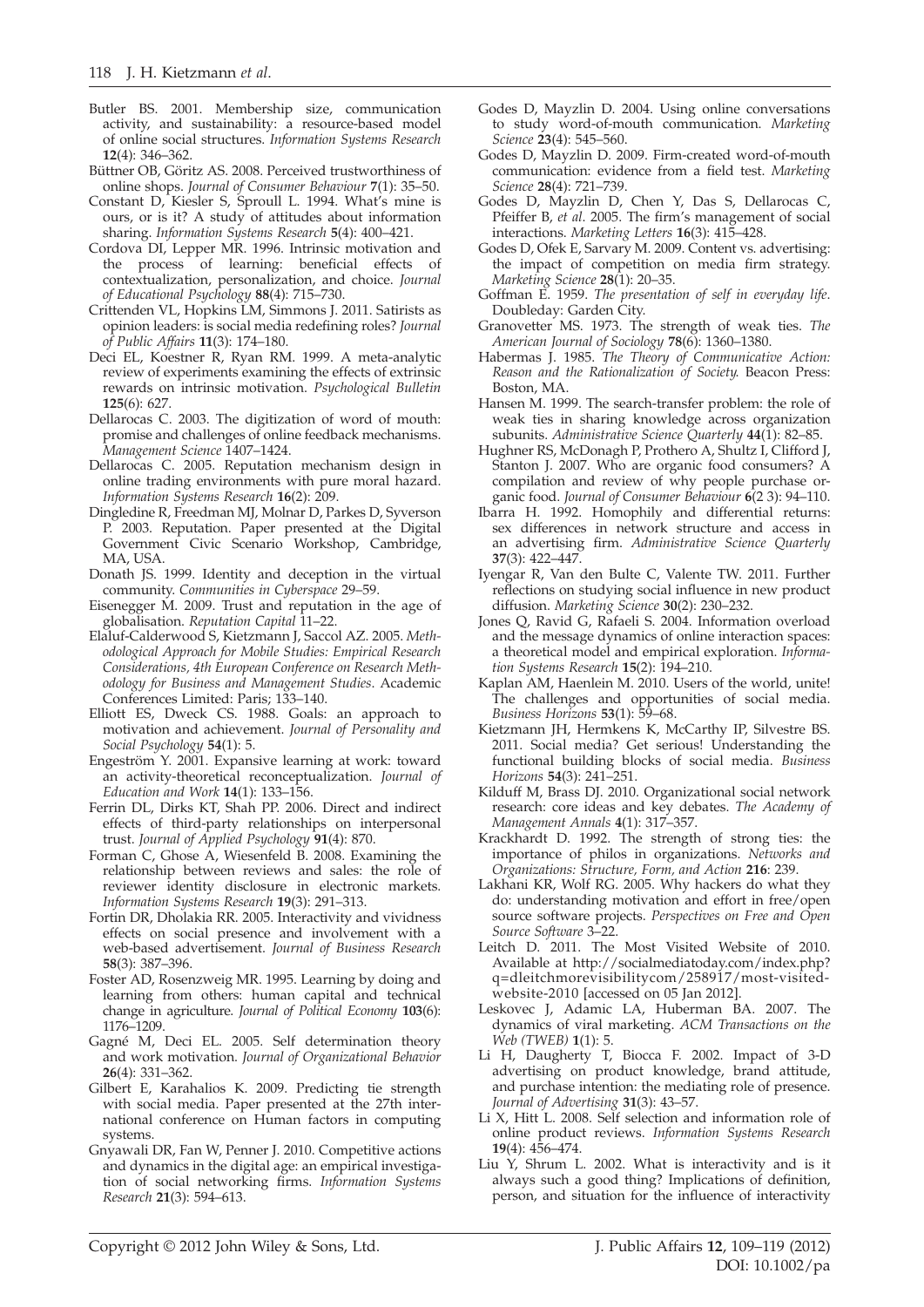Butler BS. 2001. Membership size, communication activity, and sustainability: a resource-based model of online social structures. *Information Systems Research* **12**(4): 346–362.

Büttner OB, Göritz AS. 2008. Perceived trustworthiness of online shops. *Journal of Consumer Behaviour* **7**(1): 35–50.

Constant D, Kiesler S, Sproull L. 1994. What's mine is ours, or is it? A study of attitudes about information sharing. *Information Systems Research* **5**(4): 400–421.

Cordova DI, Lepper MR. 1996. Intrinsic motivation and the process of learning: beneficial effects of contextualization, personalization, and choice. *Journal of Educational Psychology* **88**(4): 715–730.

Crittenden VL, Hopkins LM, Simmons J. 2011. Satirists as opinion leaders: is social media redefining roles? *Journal of Public Affairs* **11**(3): 174–180.

Deci EL, Koestner R, Ryan RM. 1999. A meta-analytic review of experiments examining the effects of extrinsic rewards on intrinsic motivation. *Psychological Bulletin* **125**(6): 627.

Dellarocas C. 2003. The digitization of word of mouth: promise and challenges of online feedback mechanisms. *Management Science* 1407–1424.

Dellarocas C. 2005. Reputation mechanism design in online trading environments with pure moral hazard. *Information Systems Research* **16**(2): 209.

Dingledine R, Freedman MJ, Molnar D, Parkes D, Syverson P. 2003. Reputation. Paper presented at the Digital Government Civic Scenario Workshop, Cambridge, MA, USA.

Donath JS. 1999. Identity and deception in the virtual community. *Communities in Cyberspace* 29–59.

Eisenegger M. 2009. Trust and reputation in the age of globalisation. *Reputation Capital* 11–22.

Elaluf-Calderwood S, Kietzmann J, Saccol AZ. 2005. *Methodological Approach for Mobile Studies: Empirical Research Considerations, 4th European Conference on Research Methodology for Business and Management Studies*. Academic Conferences Limited: Paris; 133–140.

Elliott ES, Dweck CS. 1988. Goals: an approach to motivation and achievement. *Journal of Personality and Social Psychology* **54**(1): 5.

Engeström Y. 2001. Expansive learning at work: toward an activity-theoretical reconceptualization. *Journal of Education and Work* **14**(1): 133–156.

Ferrin DL, Dirks KT, Shah PP. 2006. Direct and indirect effects of third-party relationships on interpersonal trust. *Journal of Applied Psychology* **91**(4): 870.

Forman C, Ghose A, Wiesenfeld B. 2008. Examining the relationship between reviews and sales: the role of reviewer identity disclosure in electronic markets. *Information Systems Research* **19**(3): 291–313.

Fortin DR, Dholakia RR. 2005. Interactivity and vividness effects on social presence and involvement with a web-based advertisement. *Journal of Business Research* **58**(3): 387–396.

Foster AD, Rosenzweig MR. 1995. Learning by doing and learning from others: human capital and technical change in agriculture. *Journal of Political Economy* **103**(6): 1176–1209.

Gagné M, Deci EL. 2005. Self determination theory and work motivation. *Journal of Organizational Behavior* **26**(4): 331–362.

Gilbert E, Karahalios K. 2009. Predicting tie strength with social media. Paper presented at the 27th international conference on Human factors in computing systems.

Gnyawali DR, Fan W, Penner J. 2010. Competitive actions and dynamics in the digital age: an empirical investigation of social networking firms. *Information Systems Research* **21**(3): 594–613.

Godes D, Mayzlin D. 2004. Using online conversations to study word-of-mouth communication. *Marketing Science* **23**(4): 545–560.

Godes D, Mayzlin D. 2009. Firm-created word-of-mouth communication: evidence from a field test. *Marketing Science* **28**(4): 721–739.

Godes D, Mayzlin D, Chen Y, Das S, Dellarocas C, Pfeiffer B, *et al*. 2005. The firm's management of social interactions. *Marketing Letters* **16**(3): 415–428.

Godes D, Ofek E, Sarvary M. 2009. Content vs. advertising: the impact of competition on media firm strategy. *Marketing Science* **28**(1): 20–35.

Goffman E. 1959. *The presentation of self in everyday life*. Doubleday: Garden City.

Granovetter MS. 1973. The strength of weak ties. *The American Journal of Sociology* **78**(6): 1360–1380.

Habermas J. 1985. *The Theory of Communicative Action: Reason and the Rationalization of Society.* Beacon Press: Boston, MA.

Hansen M. 1999. The search-transfer problem: the role of weak ties in sharing knowledge across organization subunits. *Administrative Science Quarterly* **44**(1): 82–85.

Hughner RS, McDonagh P, Prothero A, Shultz I, Clifford J, Stanton J. 2007. Who are organic food consumers? A compilation and review of why people purchase organic food. *Journal of Consumer Behaviour* **6**(2 3): 94–110.

Ibarra H. 1992. Homophily and differential returns: sex differences in network structure and access in an advertising firm. *Administrative Science Quarterly* **37**(3): 422–447.

Iyengar R, Van den Bulte C, Valente TW. 2011. Further reflections on studying social influence in new product diffusion. *Marketing Science* **30**(2): 230–232.

Jones Q, Ravid G, Rafaeli S. 2004. Information overload and the message dynamics of online interaction spaces: a theoretical model and empirical exploration. *Information Systems Research* **15**(2): 194–210.

Kaplan AM, Haenlein M. 2010. Users of the world, unite! The challenges and opportunities of social media. *Business Horizons* **53**(1): 59–68.

Kietzmann JH, Hermkens K, McCarthy IP, Silvestre BS. 2011. Social media? Get serious! Understanding the functional building blocks of social media. *Business Horizons* **54**(3): 241–251.

Kilduff M, Brass DJ. 2010. Organizational social network research: core ideas and key debates. *The Academy of Management Annals* **4**(1): 317–357.

Krackhardt D. 1992. The strength of strong ties: the importance of philos in organizations. *Networks and Organizations: Structure, Form, and Action* **216**: 239.

Lakhani KR, Wolf RG. 2005. Why hackers do what they do: understanding motivation and effort in free/open source software projects. *Perspectives on Free and Open Source Software* 3–22.

Leitch D. 2011. The Most Visited Website of 2010. Available at http://socialmediatoday.com/index.php?q=dleitchmorevisibilitycom/258917/most-visited-website-2010 [accessed on 05 Jan 2012].

Leskovec J, Adamic LA, Huberman BA. 2007. The dynamics of viral marketing. *ACM Transactions on the Web (TWEB)* **1**(1): 5.

Li H, Daugherty T, Biocca F. 2002. Impact of 3-D advertising on product knowledge, brand attitude, and purchase intention: the mediating role of presence. *Journal of Advertising* **31**(3): 43–57.

Li X, Hitt L. 2008. Self selection and information role of online product reviews. *Information Systems Research* **19**(4): 456–474.

Liu Y, Shrum L. 2002. What is interactivity and is it always such a good thing? Implications of definition, person, and situation for the influence of interactivity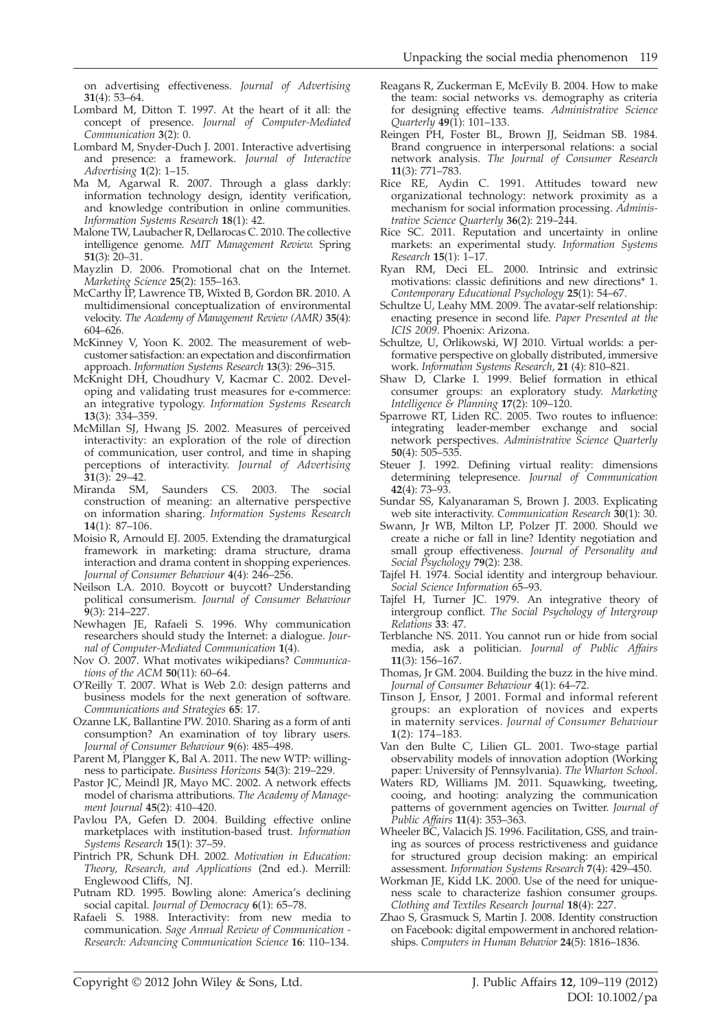on advertising effectiveness. *Journal of Advertising* **31**(4): 53–64.

Lombard M, Ditton T. 1997. At the heart of it all: the concept of presence. *Journal of Computer-Mediated Communication* **3**(2): 0.

Lombard M, Snyder-Duch J. 2001. Interactive advertising and presence: a framework. *Journal of Interactive Advertising* **1**(2): 1–15.

Ma M, Agarwal R. 2007. Through a glass darkly: information technology design, identity verification, and knowledge contribution in online communities. *Information Systems Research* **18**(1): 42.

Malone TW, Laubacher R, Dellarocas C. 2010. The collective intelligence genome. *MIT Management Review.* Spring **51**(3): 20–31.

Mayzlin D. 2006. Promotional chat on the Internet. *Marketing Science* **25**(2): 155–163.

McCarthy IP, Lawrence TB, Wixted B, Gordon BR. 2010. A multidimensional conceptualization of environmental velocity. *The Academy of Management Review (AMR)* **35**(4): 604–626.

McKinney V, Yoon K. 2002. The measurement of web-customer satisfaction: an expectation and disconfirmation approach. *Information Systems Research* **13**(3): 296–315.

McKnight DH, Choudhury V, Kacmar C. 2002. Developing and validating trust measures for e-commerce: an integrative typology. *Information Systems Research* **13**(3): 334–359.

McMillan SJ, Hwang JS. 2002. Measures of perceived interactivity: an exploration of the role of direction of communication, user control, and time in shaping perceptions of interactivity. *Journal of Advertising* **31**(3): 29–42.

Miranda SM, Saunders CS. 2003. The social construction of meaning: an alternative perspective on information sharing. *Information Systems Research* **14**(1): 87–106.

Moisio R, Arnould EJ. 2005. Extending the dramaturgical framework in marketing: drama structure, drama interaction and drama content in shopping experiences. *Journal of Consumer Behaviour* **4**(4): 246–256.

Neilson LA. 2010. Boycott or buycott? Understanding political consumerism. *Journal of Consumer Behaviour* **9**(3): 214–227.

Newhagen JE, Rafaeli S. 1996. Why communication researchers should study the Internet: a dialogue. *Journal of Computer-Mediated Communication* **1**(4).

Nov O. 2007. What motivates wikipedians? *Communications of the ACM* **50**(11): 60–64.

O'Reilly T. 2007. What is Web 2.0: design patterns and business models for the next generation of software. *Communications and Strategies* **65**: 17.

Ozanne LK, Ballantine PW. 2010. Sharing as a form of anti consumption? An examination of toy library users. *Journal of Consumer Behaviour* **9**(6): 485–498.

Parent M, Plangger K, Bal A. 2011. The new WTP: willingness to participate. *Business Horizons* **54**(3): 219–229.

Pastor JC, Meindl JR, Mayo MC. 2002. A network effects model of charisma attributions. *The Academy of Management Journal* **45**(2): 410–420.

Pavlou PA, Gefen D. 2004. Building effective online marketplaces with institution-based trust. *Information Systems Research* **15**(1): 37–59.

Pintrich PR, Schunk DH. 2002. *Motivation in Education: Theory, Research, and Applications* (2nd ed.). Merrill: Englewood Cliffs, NJ.

Putnam RD. 1995. Bowling alone: America's declining social capital. *Journal of Democracy* **6**(1): 65–78.

Rafaeli S. 1988. Interactivity: from new media to communication. *Sage Annual Review of Communication - Research: Advancing Communication Science* **16**: 110–134.

Reagans R, Zuckerman E, McEvily B. 2004. How to make the team: social networks vs. demography as criteria for designing effective teams. *Administrative Science Quarterly* **49**(1): 101–133.

Reingen PH, Foster BL, Brown JJ, Seidman SB. 1984. Brand congruence in interpersonal relations: a social network analysis. *The Journal of Consumer Research* **11**(3): 771–783.

Rice RE, Aydin C. 1991. Attitudes toward new organizational technology: network proximity as a mechanism for social information processing. *Administrative Science Quarterly* **36**(2): 219–244.

Rice SC. 2011. Reputation and uncertainty in online markets: an experimental study. *Information Systems Research* **15**(1): 1–17.

Ryan RM, Deci EL. 2000. Intrinsic and extrinsic motivations: classic definitions and new directions* 1. *Contemporary Educational Psychology* **25**(1): 54–67.

Schultze U, Leahy MM. 2009. The avatar-self relationship: enacting presence in second life. *Paper Presented at the ICIS 2009*. Phoenix: Arizona.

Schultze, U, Orlikowski, WJ 2010. Virtual worlds: a performative perspective on globally distributed, immersive work. *Information Systems Research*, **21** (4): 810–821.

Shaw D, Clarke I. 1999. Belief formation in ethical consumer groups: an exploratory study. *Marketing Intelligence & Planning* **17**(2): 109–120.

Sparrowe RT, Liden RC. 2005. Two routes to influence: integrating leader-member exchange and social network perspectives. *Administrative Science Quarterly* **50**(4): 505–535.

Steuer J. 1992. Defining virtual reality: dimensions determining telepresence. *Journal of Communication* **42**(4): 73–93.

Sundar SS, Kalyanaraman S, Brown J. 2003. Explicating web site interactivity. *Communication Research* **30**(1): 30.

Swann, Jr WB, Milton LP, Polzer JT. 2000. Should we create a niche or fall in line? Identity negotiation and small group effectiveness. *Journal of Personality and Social Psychology* **79**(2): 238.

Tajfel H. 1974. Social identity and intergroup behaviour. *Social Science Information* 65–93.

Tajfel H, Turner JC. 1979. An integrative theory of intergroup conflict. *The Social Psychology of Intergroup Relations* **33**: 47.

Terblanche NS. 2011. You cannot run or hide from social media, ask a politician. *Journal of Public Affairs* **11**(3): 156–167.

Thomas, Jr GM. 2004. Building the buzz in the hive mind. *Journal of Consumer Behaviour* **4**(1): 64–72.

Tinson J, Ensor, J 2001. Formal and informal referent groups: an exploration of novices and experts in maternity services. *Journal of Consumer Behaviour* **1**(2): 174–183.

Van den Bulte C, Lilien GL. 2001. Two-stage partial observability models of innovation adoption (Working paper: University of Pennsylvania). *The Wharton School*.

Waters RD, Williams JM. 2011. Squawking, tweeting, cooing, and hooting: analyzing the communication patterns of government agencies on Twitter. *Journal of Public Affairs* **11**(4): 353–363.

Wheeler BC, Valacich JS. 1996. Facilitation, GSS, and training as sources of process restrictiveness and guidance for structured group decision making: an empirical assessment. *Information Systems Research* **7**(4): 429–450.

Workman JE, Kidd LK. 2000. Use of the need for uniqueness scale to characterize fashion consumer groups. *Clothing and Textiles Research Journal* **18**(4): 227.

Zhao S, Grasmuck S, Martin J. 2008. Identity construction on Facebook: digital empowerment in anchored relationships. *Computers in Human Behavior* **24**(5): 1816–1836.